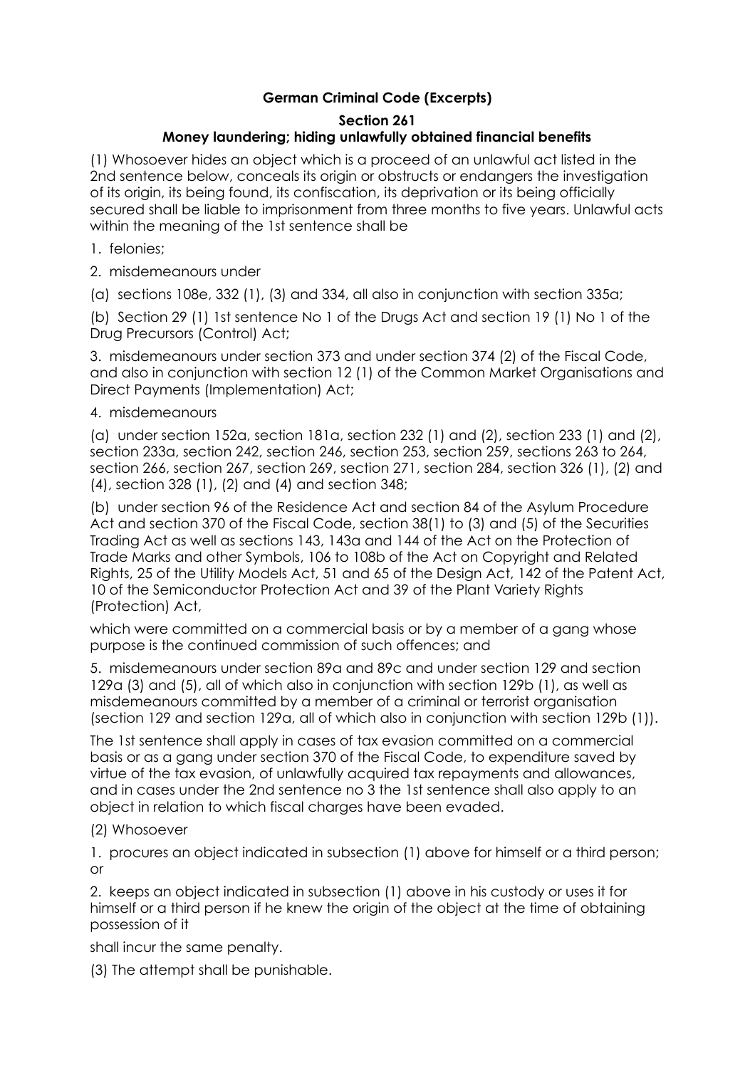# German Criminal Code (Excerpts)

## Section 261

### Money laundering; hiding unlawfully obtained financial benefits

(1) Whosoever hides an object which is a proceed of an unlawful act listed in the 2nd sentence below, conceals its origin or obstructs or endangers the investigation of its origin, its being found, its confiscation, its deprivation or its being officially secured shall be liable to imprisonment from three months to five years. Unlawful acts within the meaning of the 1st sentence shall be

1. felonies;
2. misdemeanours under

(a) sections 108e, 332 (1), (3) and 334, all also in conjunction with section 335a;

(b) Section 29 (1) 1st sentence No 1 of the Drugs Act and section 19 (1) No 1 of the Drug Precursors (Control) Act;

3. misdemeanours under section 373 and under section 374 (2) of the Fiscal Code, and also in conjunction with section 12 (1) of the Common Market Organisations and Direct Payments (Implementation) Act;
4. misdemeanours

(a) under section 152a, section 181a, section 232 (1) and (2), section 233 (1) and (2), section 233a, section 242, section 246, section 253, section 259, sections 263 to 264, section 266, section 267, section 269, section 271, section 284, section 326 (1), (2) and (4), section 328 (1), (2) and (4) and section 348;

(b) under section 96 of the Residence Act and section 84 of the Asylum Procedure Act and section 370 of the Fiscal Code, section 38(1) to (3) and (5) of the Securities Trading Act as well as sections 143, 143a and 144 of the Act on the Protection of Trade Marks and other Symbols, 106 to 108b of the Act on Copyright and Related Rights, 25 of the Utility Models Act, 51 and 65 of the Design Act, 142 of the Patent Act, 10 of the Semiconductor Protection Act and 39 of the Plant Variety Rights (Protection) Act,

which were committed on a commercial basis or by a member of a gang whose purpose is the continued commission of such offences; and

5. misdemeanours under section 89a and 89c and under section 129 and section 129a (3) and (5), all of which also in conjunction with section 129b (1), as well as misdemeanours committed by a member of a criminal or terrorist organisation (section 129 and section 129a, all of which also in conjunction with section 129b (1)).

The 1st sentence shall apply in cases of tax evasion committed on a commercial basis or as a gang under section 370 of the Fiscal Code, to expenditure saved by virtue of the tax evasion, of unlawfully acquired tax repayments and allowances, and in cases under the 2nd sentence no 3 the 1st sentence shall also apply to an object in relation to which fiscal charges have been evaded.

(2) Whosoever

1. procures an object indicated in subsection (1) above for himself or a third person; or
2. keeps an object indicated in subsection (1) above in his custody or uses it for himself or a third person if he knew the origin of the object at the time of obtaining possession of it

shall incur the same penalty.

(3) The attempt shall be punishable.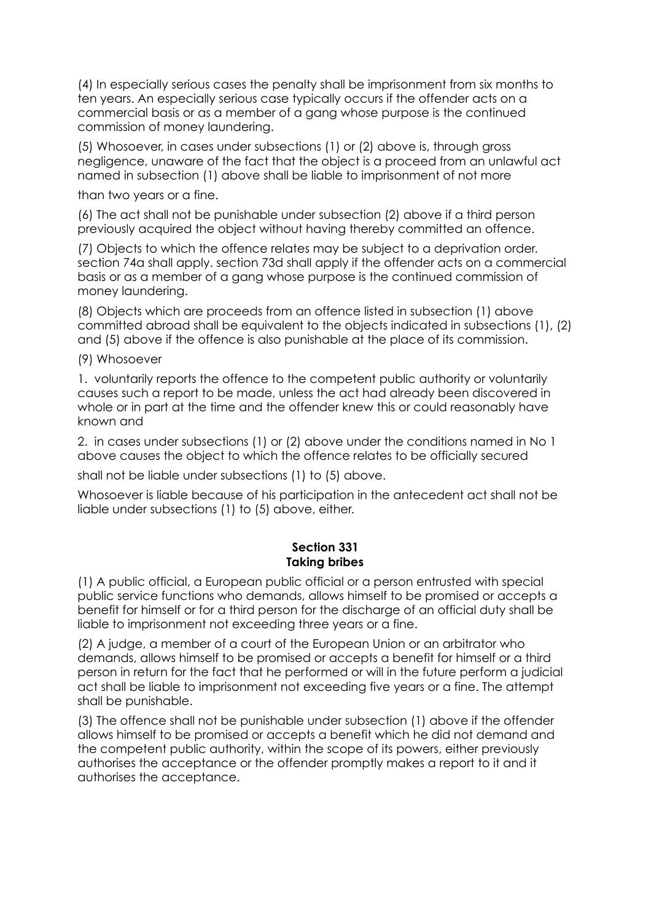(4) In especially serious cases the penalty shall be imprisonment from six months to ten years. An especially serious case typically occurs if the offender acts on a commercial basis or as a member of a gang whose purpose is the continued commission of money laundering.

(5) Whosoever, in cases under subsections (1) or (2) above is, through gross negligence, unaware of the fact that the object is a proceed from an unlawful act named in subsection (1) above shall be liable to imprisonment of not more than two years or a fine.

(6) The act shall not be punishable under subsection (2) above if a third person previously acquired the object without having thereby committed an offence.

(7) Objects to which the offence relates may be subject to a deprivation order. section 74a shall apply. section 73d shall apply if the offender acts on a commercial basis or as a member of a gang whose purpose is the continued commission of money laundering.

(8) Objects which are proceeds from an offence listed in subsection (1) above committed abroad shall be equivalent to the objects indicated in subsections (1), (2) and (5) above if the offence is also punishable at the place of its commission.

(9) Whosoever

1. voluntarily reports the offence to the competent public authority or voluntarily causes such a report to be made, unless the act had already been discovered in whole or in part at the time and the offender knew this or could reasonably have known and

2. in cases under subsections (1) or (2) above under the conditions named in No 1 above causes the object to which the offence relates to be officially secured

shall not be liable under subsections (1) to (5) above.

Whosoever is liable because of his participation in the antecedent act shall not be liable under subsections (1) to (5) above, either.

## Section 331
## Taking bribes

(1) A public official, a European public official or a person entrusted with special public service functions who demands, allows himself to be promised or accepts a benefit for himself or for a third person for the discharge of an official duty shall be liable to imprisonment not exceeding three years or a fine.

(2) A judge, a member of a court of the European Union or an arbitrator who demands, allows himself to be promised or accepts a benefit for himself or a third person in return for the fact that he performed or will in the future perform a judicial act shall be liable to imprisonment not exceeding five years or a fine. The attempt shall be punishable.

(3) The offence shall not be punishable under subsection (1) above if the offender allows himself to be promised or accepts a benefit which he did not demand and the competent public authority, within the scope of its powers, either previously authorises the acceptance or the offender promptly makes a report to it and it authorises the acceptance.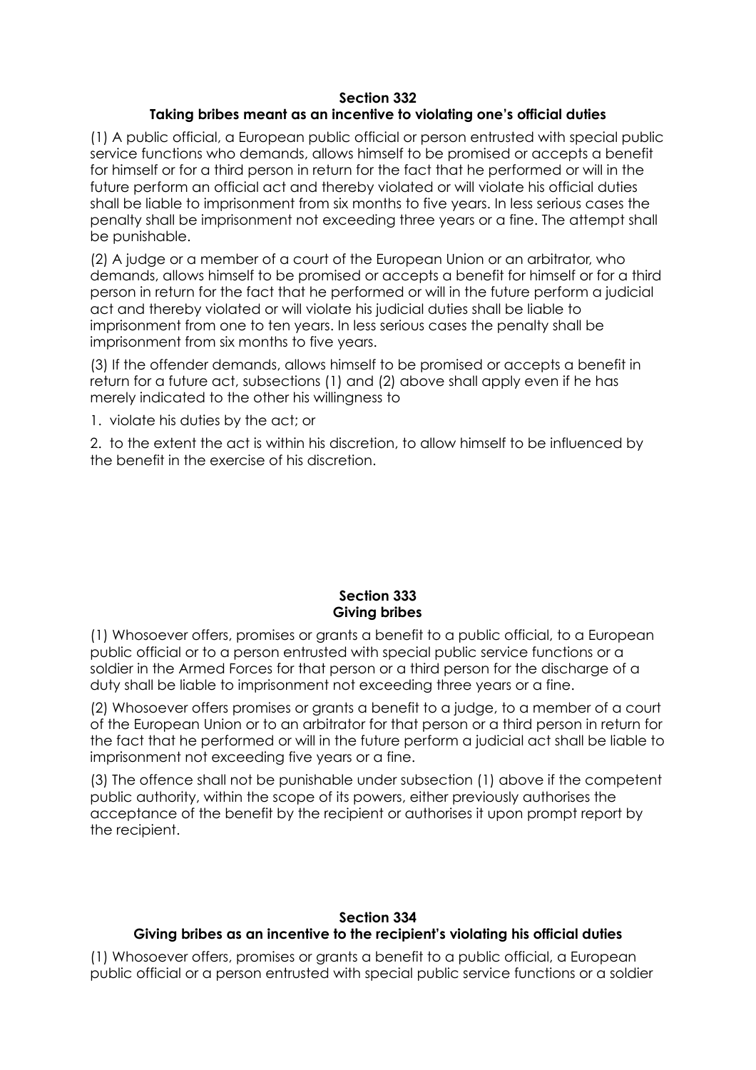### Section 332
### Taking bribes meant as an incentive to violating one's official duties

(1) A public official, a European public official or person entrusted with special public service functions who demands, allows himself to be promised or accepts a benefit for himself or for a third person in return for the fact that he performed or will in the future perform an official act and thereby violated or will violate his official duties shall be liable to imprisonment from six months to five years. In less serious cases the penalty shall be imprisonment not exceeding three years or a fine. The attempt shall be punishable.

(2) A judge or a member of a court of the European Union or an arbitrator, who demands, allows himself to be promised or accepts a benefit for himself or for a third person in return for the fact that he performed or will in the future perform a judicial act and thereby violated or will violate his judicial duties shall be liable to imprisonment from one to ten years. In less serious cases the penalty shall be imprisonment from six months to five years.

(3) If the offender demands, allows himself to be promised or accepts a benefit in return for a future act, subsections (1) and (2) above shall apply even if he has merely indicated to the other his willingness to

1. violate his duties by the act; or

2. to the extent the act is within his discretion, to allow himself to be influenced by the benefit in the exercise of his discretion.

### Section 333
### Giving bribes

(1) Whosoever offers, promises or grants a benefit to a public official, to a European public official or to a person entrusted with special public service functions or a soldier in the Armed Forces for that person or a third person for the discharge of a duty shall be liable to imprisonment not exceeding three years or a fine.

(2) Whosoever offers promises or grants a benefit to a judge, to a member of a court of the European Union or to an arbitrator for that person or a third person in return for the fact that he performed or will in the future perform a judicial act shall be liable to imprisonment not exceeding five years or a fine.

(3) The offence shall not be punishable under subsection (1) above if the competent public authority, within the scope of its powers, either previously authorises the acceptance of the benefit by the recipient or authorises it upon prompt report by the recipient.

### Section 334
### Giving bribes as an incentive to the recipient's violating his official duties

(1) Whosoever offers, promises or grants a benefit to a public official, a European public official or a person entrusted with special public service functions or a soldier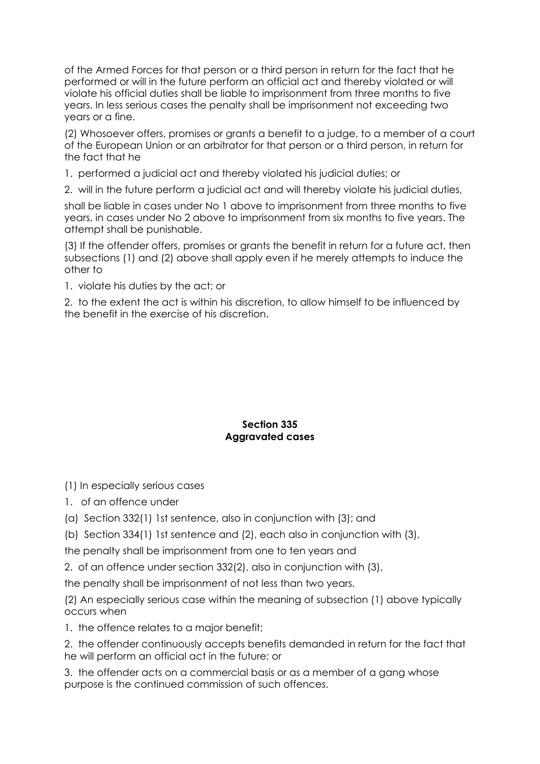of the Armed Forces for that person or a third person in return for the fact that he performed or will in the future perform an official act and thereby violated or will violate his official duties shall be liable to imprisonment from three months to five years. In less serious cases the penalty shall be imprisonment not exceeding two years or a fine.

(2) Whosoever offers, promises or grants a benefit to a judge, to a member of a court of the European Union or an arbitrator for that person or a third person, in return for the fact that he

1. performed a judicial act and thereby violated his judicial duties; or

2. will in the future perform a judicial act and will thereby violate his judicial duties,

shall be liable in cases under No 1 above to imprisonment from three months to five years, in cases under No 2 above to imprisonment from six months to five years. The attempt shall be punishable.

(3) If the offender offers, promises or grants the benefit in return for a future act, then subsections (1) and (2) above shall apply even if he merely attempts to induce the other to

1. violate his duties by the act; or

2. to the extent the act is within his discretion, to allow himself to be influenced by the benefit in the exercise of his discretion.

## Section 335
## Aggravated cases

(1) In especially serious cases

1. of an offence under

(a) Section 332(1) 1st sentence, also in conjunction with (3); and

(b) Section 334(1) 1st sentence and (2), each also in conjunction with (3),

the penalty shall be imprisonment from one to ten years and

2. of an offence under section 332(2), also in conjunction with (3),

the penalty shall be imprisonment of not less than two years.

(2) An especially serious case within the meaning of subsection (1) above typically occurs when

1. the offence relates to a major benefit;

2. the offender continuously accepts benefits demanded in return for the fact that he will perform an official act in the future; or

3. the offender acts on a commercial basis or as a member of a gang whose purpose is the continued commission of such offences.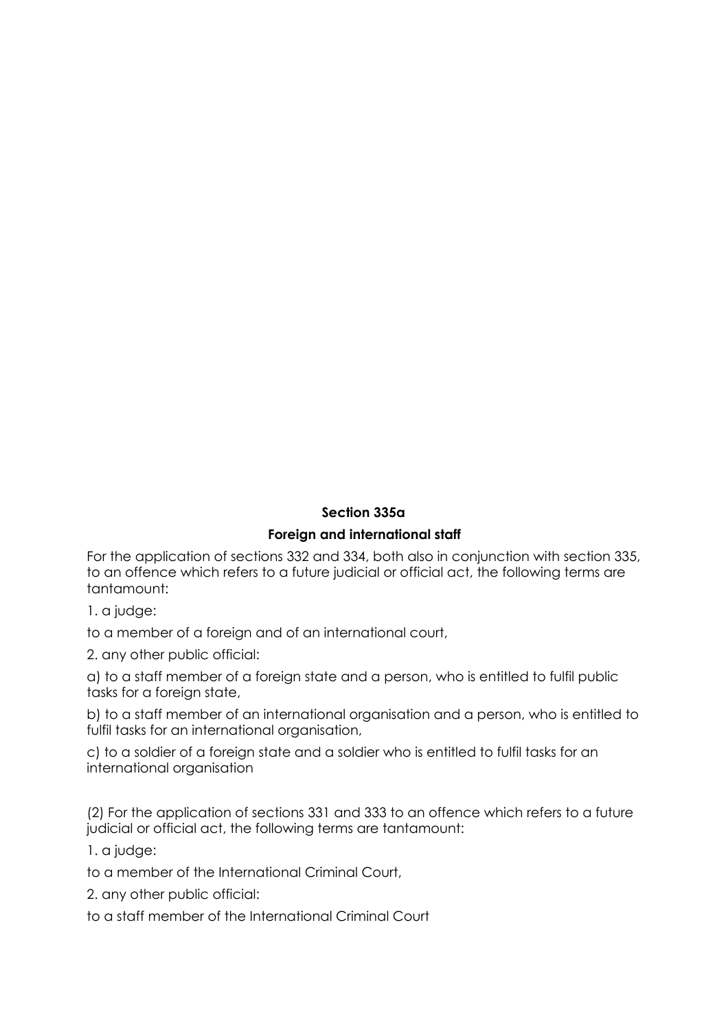### Section 335a

### Foreign and international staff

For the application of sections 332 and 334, both also in conjunction with section 335, to an offence which refers to a future judicial or official act, the following terms are tantamount:

1. a judge:

to a member of a foreign and of an international court,

2. any other public official:

a) to a staff member of a foreign state and a person, who is entitled to fulfil public tasks for a foreign state,

b) to a staff member of an international organisation and a person, who is entitled to fulfil tasks for an international organisation,

c) to a soldier of a foreign state and a soldier who is entitled to fulfil tasks for an international organisation

(2) For the application of sections 331 and 333 to an offence which refers to a future judicial or official act, the following terms are tantamount:

1. a judge:

to a member of the International Criminal Court,

2. any other public official:

to a staff member of the International Criminal Court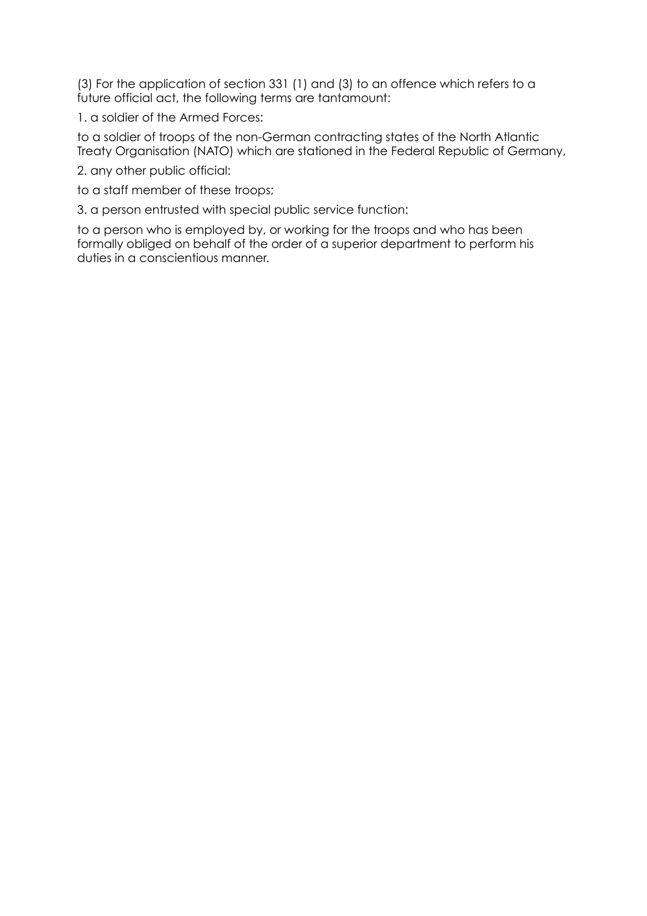(3) For the application of section 331 (1) and (3) to an offence which refers to a future official act, the following terms are tantamount:

1. a soldier of the Armed Forces:

to a soldier of troops of the non-German contracting states of the North Atlantic Treaty Organisation (NATO) which are stationed in the Federal Republic of Germany,

2. any other public official:

to a staff member of these troops;

3. a person entrusted with special public service function:

to a person who is employed by, or working for the troops and who has been formally obliged on behalf of the order of a superior department to perform his duties in a conscientious manner.